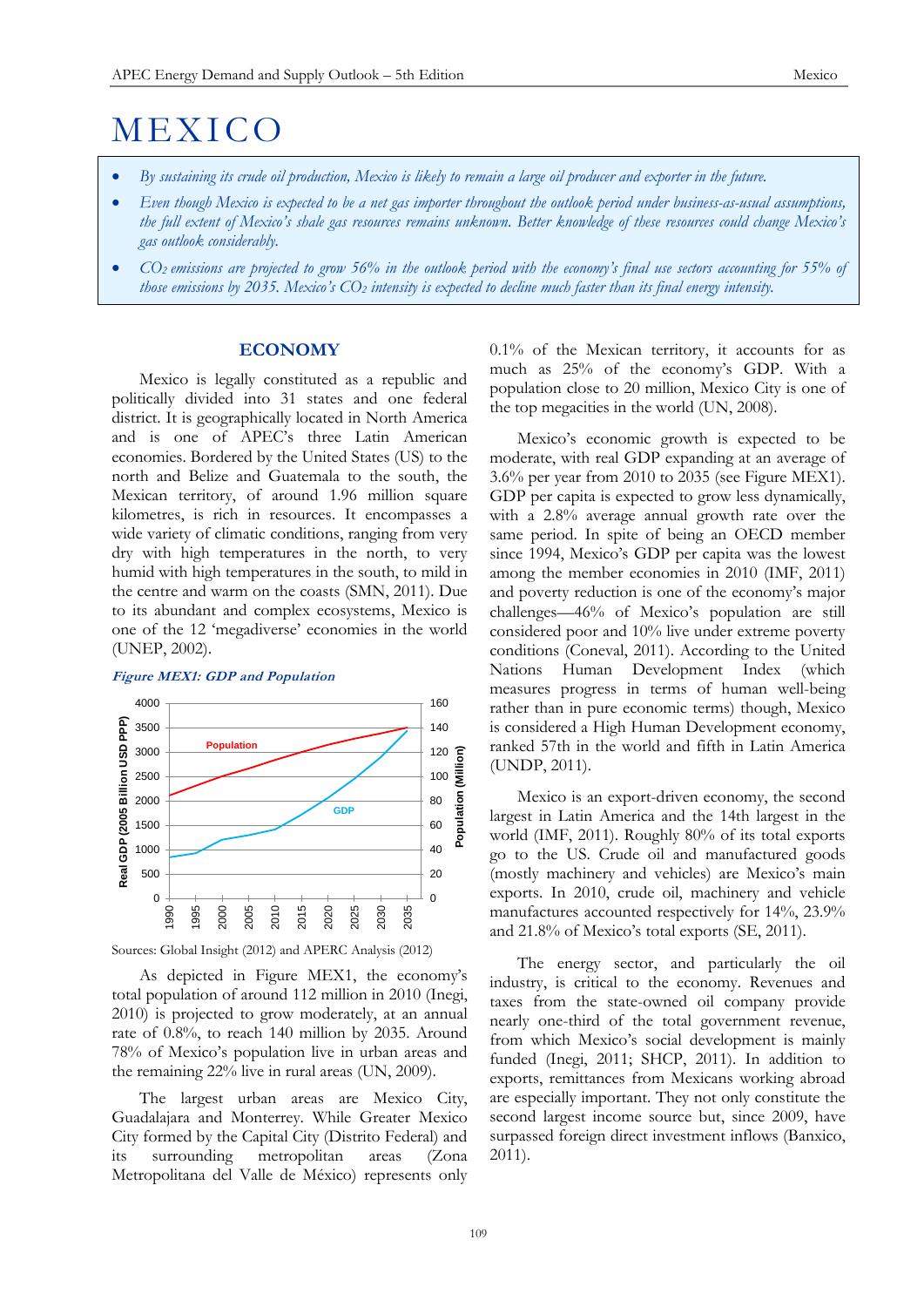# MEXICO

- *By sustaining its crude oil production, Mexico is likely to remain a large oil producer and exporter in the future.*
- *Even though Mexico is expected to be a net gas importer throughout the outlook period under business-as-usual assumptions, the full extent of Mexico's shale gas resources remains unknown. Better knowledge of these resources could change Mexico's gas outlook considerably.*
- *$CO_2$ emissions are projected to grow 56% in the outlook period with the economy's final use sectors accounting for 55% of those emissions by 2035. Mexico's $CO_2$ intensity is expected to decline much faster than its final energy intensity.*

## ECONOMY

Mexico is legally constituted as a republic and politically divided into 31 states and one federal district. It is geographically located in North America and is one of APEC's three Latin American economies. Bordered by the United States (US) to the north and Belize and Guatemala to the south, the Mexican territory, of around 1.96 million square kilometres, is rich in resources. It encompasses a wide variety of climatic conditions, ranging from very dry with high temperatures in the north, to very humid with high temperatures in the south, to mild in the centre and warm on the coasts (SMN, 2011). Due to its abundant and complex ecosystems, Mexico is one of the 12 'megadiverse' economies in the world (UNEP, 2002).

***Figure MEX1: GDP and Population***

Sources: Global Insight (2012) and APERC Analysis (2012)

As depicted in Figure MEX1, the economy's total population of around 112 million in 2010 (Inegi, 2010) is projected to grow moderately, at an annual rate of 0.8%, to reach 140 million by 2035. Around 78% of Mexico's population live in urban areas and the remaining 22% live in rural areas (UN, 2009).

The largest urban areas are Mexico City, Guadalajara and Monterrey. While Greater Mexico City formed by the Capital City (Distrito Federal) and its surrounding metropolitan areas (Zona Metropolitana del Valle de México) represents only 0.1% of the Mexican territory, it accounts for as much as 25% of the economy's GDP. With a population close to 20 million, Mexico City is one of the top megacities in the world (UN, 2008).

Mexico's economic growth is expected to be moderate, with real GDP expanding at an average of 3.6% per year from 2010 to 2035 (see Figure MEX1). GDP per capita is expected to grow less dynamically, with a 2.8% average annual growth rate over the same period. In spite of being an OECD member since 1994, Mexico's GDP per capita was the lowest among the member economies in 2010 (IMF, 2011) and poverty reduction is one of the economy's major challenges—46% of Mexico's population are still considered poor and 10% live under extreme poverty conditions (Coneval, 2011). According to the United Nations Human Development Index (which measures progress in terms of human well-being rather than in pure economic terms) though, Mexico is considered a High Human Development economy, ranked 57th in the world and fifth in Latin America (UNDP, 2011).

Mexico is an export-driven economy, the second largest in Latin America and the 14th largest in the world (IMF, 2011). Roughly 80% of its total exports go to the US. Crude oil and manufactured goods (mostly machinery and vehicles) are Mexico's main exports. In 2010, crude oil, machinery and vehicle manufactures accounted respectively for 14%, 23.9% and 21.8% of Mexico's total exports (SE, 2011).

The energy sector, and particularly the oil industry, is critical to the economy. Revenues and taxes from the state-owned oil company provide nearly one-third of the total government revenue, from which Mexico's social development is mainly funded (Inegi, 2011; SHCP, 2011). In addition to exports, remittances from Mexicans working abroad are especially important. They not only constitute the second largest income source but, since 2009, have surpassed foreign direct investment inflows (Banxico, 2011).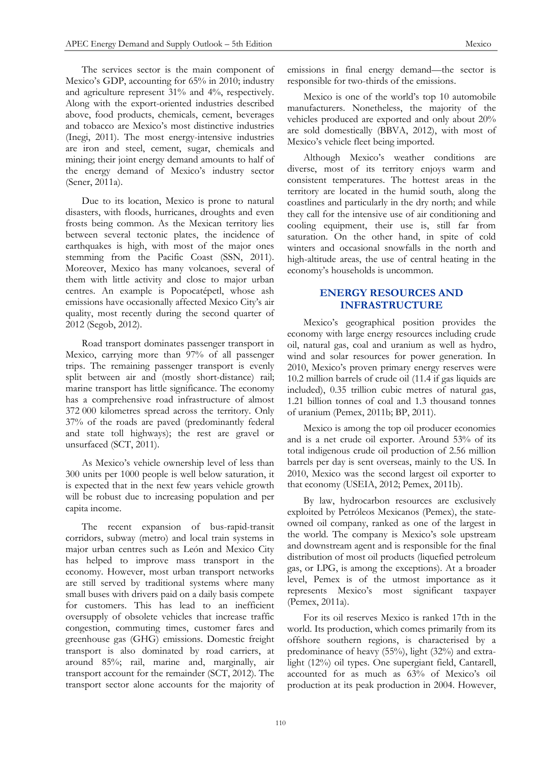The services sector is the main component of Mexico's GDP, accounting for 65% in 2010; industry and agriculture represent 31% and 4%, respectively. Along with the export-oriented industries described above, food products, chemicals, cement, beverages and tobacco are Mexico's most distinctive industries (Inegi, 2011). The most energy-intensive industries are iron and steel, cement, sugar, chemicals and mining; their joint energy demand amounts to half of the energy demand of Mexico's industry sector (Sener, 2011a).

Due to its location, Mexico is prone to natural disasters, with floods, hurricanes, droughts and even frosts being common. As the Mexican territory lies between several tectonic plates, the incidence of earthquakes is high, with most of the major ones stemming from the Pacific Coast (SSN, 2011). Moreover, Mexico has many volcanoes, several of them with little activity and close to major urban centres. An example is Popocatépetl, whose ash emissions have occasionally affected Mexico City's air quality, most recently during the second quarter of 2012 (Segob, 2012).

Road transport dominates passenger transport in Mexico, carrying more than 97% of all passenger trips. The remaining passenger transport is evenly split between air and (mostly short-distance) rail; marine transport has little significance. The economy has a comprehensive road infrastructure of almost 372 000 kilometres spread across the territory. Only 37% of the roads are paved (predominantly federal and state toll highways); the rest are gravel or unsurfaced (SCT, 2011).

As Mexico's vehicle ownership level of less than 300 units per 1000 people is well below saturation, it is expected that in the next few years vehicle growth will be robust due to increasing population and per capita income.

The recent expansion of bus-rapid-transit corridors, subway (metro) and local train systems in major urban centres such as León and Mexico City has helped to improve mass transport in the economy. However, most urban transport networks are still served by traditional systems where many small buses with drivers paid on a daily basis compete for customers. This has lead to an inefficient oversupply of obsolete vehicles that increase traffic congestion, commuting times, customer fares and greenhouse gas (GHG) emissions. Domestic freight transport is also dominated by road carriers, at around 85%; rail, marine and, marginally, air transport account for the remainder (SCT, 2012). The transport sector alone accounts for the majority of emissions in final energy demand—the sector is responsible for two-thirds of the emissions.

Mexico is one of the world's top 10 automobile manufacturers. Nonetheless, the majority of the vehicles produced are exported and only about 20% are sold domestically (BBVA, 2012), with most of Mexico's vehicle fleet being imported.

Although Mexico's weather conditions are diverse, most of its territory enjoys warm and consistent temperatures. The hottest areas in the territory are located in the humid south, along the coastlines and particularly in the dry north; and while they call for the intensive use of air conditioning and cooling equipment, their use is, still far from saturation. On the other hand, in spite of cold winters and occasional snowfalls in the north and high-altitude areas, the use of central heating in the economy's households is uncommon.

## ENERGY RESOURCES AND INFRASTRUCTURE

Mexico's geographical position provides the economy with large energy resources including crude oil, natural gas, coal and uranium as well as hydro, wind and solar resources for power generation. In 2010, Mexico's proven primary energy reserves were 10.2 million barrels of crude oil (11.4 if gas liquids are included), 0.35 trillion cubic metres of natural gas, 1.21 billion tonnes of coal and 1.3 thousand tonnes of uranium (Pemex, 2011b; BP, 2011).

Mexico is among the top oil producer economies and is a net crude oil exporter. Around 53% of its total indigenous crude oil production of 2.56 million barrels per day is sent overseas, mainly to the US. In 2010, Mexico was the second largest oil exporter to that economy (USEIA, 2012; Pemex, 2011b).

By law, hydrocarbon resources are exclusively exploited by Petróleos Mexicanos (Pemex), the state-owned oil company, ranked as one of the largest in the world. The company is Mexico's sole upstream and downstream agent and is responsible for the final distribution of most oil products (liquefied petroleum gas, or LPG, is among the exceptions). At a broader level, Pemex is of the utmost importance as it represents Mexico's most significant taxpayer (Pemex, 2011a).

For its oil reserves Mexico is ranked 17th in the world. Its production, which comes primarily from its offshore southern regions, is characterised by a predominance of heavy (55%), light (32%) and extra-light (12%) oil types. One supergiant field, Cantarell, accounted for as much as 63% of Mexico's oil production at its peak production in 2004. However,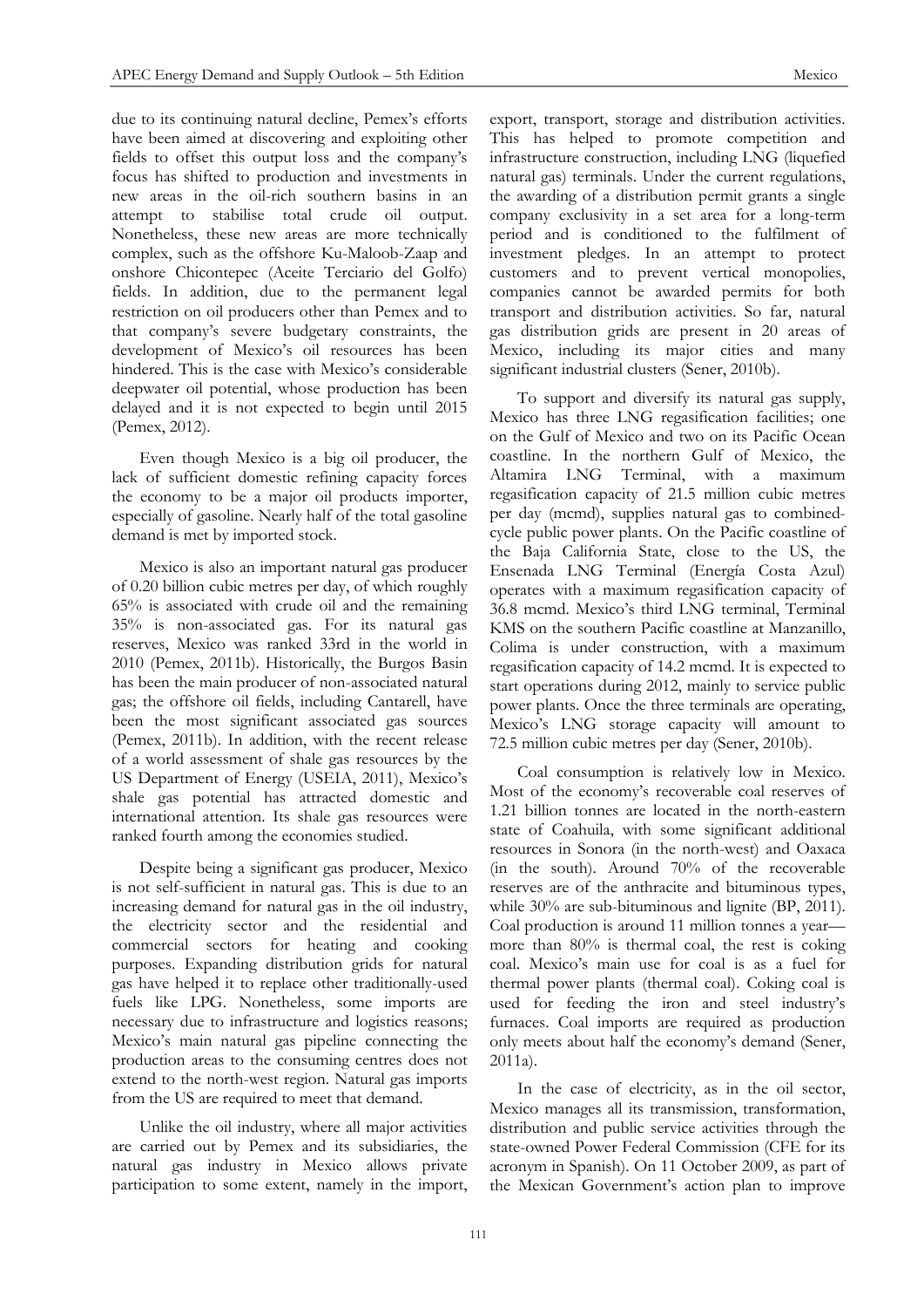due to its continuing natural decline, Pemex's efforts have been aimed at discovering and exploiting other fields to offset this output loss and the company's focus has shifted to production and investments in new areas in the oil-rich southern basins in an attempt to stabilise total crude oil output. Nonetheless, these new areas are more technically complex, such as the offshore Ku-Maloob-Zaap and onshore Chicontepec (Aceite Terciario del Golfo) fields. In addition, due to the permanent legal restriction on oil producers other than Pemex and to that company's severe budgetary constraints, the development of Mexico's oil resources has been hindered. This is the case with Mexico's considerable deepwater oil potential, whose production has been delayed and it is not expected to begin until 2015 (Pemex, 2012).

Even though Mexico is a big oil producer, the lack of sufficient domestic refining capacity forces the economy to be a major oil products importer, especially of gasoline. Nearly half of the total gasoline demand is met by imported stock.

Mexico is also an important natural gas producer of 0.20 billion cubic metres per day, of which roughly 65% is associated with crude oil and the remaining 35% is non-associated gas. For its natural gas reserves, Mexico was ranked 33rd in the world in 2010 (Pemex, 2011b). Historically, the Burgos Basin has been the main producer of non-associated natural gas; the offshore oil fields, including Cantarell, have been the most significant associated gas sources (Pemex, 2011b). In addition, with the recent release of a world assessment of shale gas resources by the US Department of Energy (USEIA, 2011), Mexico's shale gas potential has attracted domestic and international attention. Its shale gas resources were ranked fourth among the economies studied.

Despite being a significant gas producer, Mexico is not self-sufficient in natural gas. This is due to an increasing demand for natural gas in the oil industry, the electricity sector and the residential and commercial sectors for heating and cooking purposes. Expanding distribution grids for natural gas have helped it to replace other traditionally-used fuels like LPG. Nonetheless, some imports are necessary due to infrastructure and logistics reasons; Mexico's main natural gas pipeline connecting the production areas to the consuming centres does not extend to the north-west region. Natural gas imports from the US are required to meet that demand.

Unlike the oil industry, where all major activities are carried out by Pemex and its subsidiaries, the natural gas industry in Mexico allows private participation to some extent, namely in the import, export, transport, storage and distribution activities. This has helped to promote competition and infrastructure construction, including LNG (liquefied natural gas) terminals. Under the current regulations, the awarding of a distribution permit grants a single company exclusivity in a set area for a long-term period and is conditioned to the fulfilment of investment pledges. In an attempt to protect customers and to prevent vertical monopolies, companies cannot be awarded permits for both transport and distribution activities. So far, natural gas distribution grids are present in 20 areas of Mexico, including its major cities and many significant industrial clusters (Sener, 2010b).

To support and diversify its natural gas supply, Mexico has three LNG regasification facilities; one on the Gulf of Mexico and two on its Pacific Ocean coastline. In the northern Gulf of Mexico, the Altamira LNG Terminal, with a maximum regasification capacity of 21.5 million cubic metres per day (mcmd), supplies natural gas to combined-cycle public power plants. On the Pacific coastline of the Baja California State, close to the US, the Ensenada LNG Terminal (Energía Costa Azul) operates with a maximum regasification capacity of 36.8 mcmd. Mexico's third LNG terminal, Terminal KMS on the southern Pacific coastline at Manzanillo, Colima is under construction, with a maximum regasification capacity of 14.2 mcmd. It is expected to start operations during 2012, mainly to service public power plants. Once the three terminals are operating, Mexico's LNG storage capacity will amount to 72.5 million cubic metres per day (Sener, 2010b).

Coal consumption is relatively low in Mexico. Most of the economy's recoverable coal reserves of 1.21 billion tonnes are located in the north-eastern state of Coahuila, with some significant additional resources in Sonora (in the north-west) and Oaxaca (in the south). Around 70% of the recoverable reserves are of the anthracite and bituminous types, while 30% are sub-bituminous and lignite (BP, 2011). Coal production is around 11 million tonnes a year—more than 80% is thermal coal, the rest is coking coal. Mexico's main use for coal is as a fuel for thermal power plants (thermal coal). Coking coal is used for feeding the iron and steel industry's furnaces. Coal imports are required as production only meets about half the economy's demand (Sener, 2011a).

In the case of electricity, as in the oil sector, Mexico manages all its transmission, transformation, distribution and public service activities through the state-owned Power Federal Commission (CFE for its acronym in Spanish). On 11 October 2009, as part of the Mexican Government's action plan to improve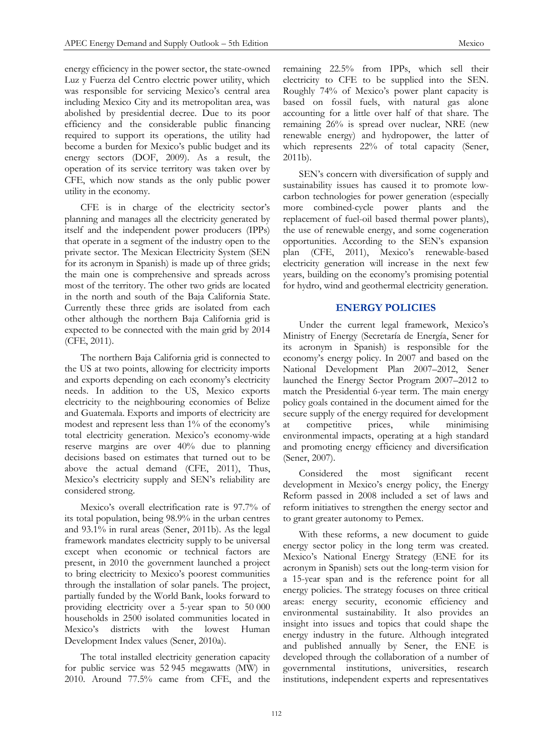energy efficiency in the power sector, the state-owned Luz y Fuerza del Centro electric power utility, which was responsible for servicing Mexico's central area including Mexico City and its metropolitan area, was abolished by presidential decree. Due to its poor efficiency and the considerable public financing required to support its operations, the utility had become a burden for Mexico's public budget and its energy sectors (DOF, 2009). As a result, the operation of its service territory was taken over by CFE, which now stands as the only public power utility in the economy.

CFE is in charge of the electricity sector's planning and manages all the electricity generated by itself and the independent power producers (IPPs) that operate in a segment of the industry open to the private sector. The Mexican Electricity System (SEN for its acronym in Spanish) is made up of three grids; the main one is comprehensive and spreads across most of the territory. The other two grids are located in the north and south of the Baja California State. Currently these three grids are isolated from each other although the northern Baja California grid is expected to be connected with the main grid by 2014 (CFE, 2011).

The northern Baja California grid is connected to the US at two points, allowing for electricity imports and exports depending on each economy's electricity needs. In addition to the US, Mexico exports electricity to the neighbouring economies of Belize and Guatemala. Exports and imports of electricity are modest and represent less than 1% of the economy's total electricity generation. Mexico's economy-wide reserve margins are over 40% due to planning decisions based on estimates that turned out to be above the actual demand (CFE, 2011). Thus, Mexico's electricity supply and SEN's reliability are considered strong.

Mexico's overall electrification rate is 97.7% of its total population, being 98.9% in the urban centres and 93.1% in rural areas (Sener, 2011b). As the legal framework mandates electricity supply to be universal except when economic or technical factors are present, in 2010 the government launched a project to bring electricity to Mexico's poorest communities through the installation of solar panels. The project, partially funded by the World Bank, looks forward to providing electricity over a 5-year span to 50 000 households in 2500 isolated communities located in Mexico's districts with the lowest Human Development Index values (Sener, 2010a).

The total installed electricity generation capacity for public service was 52 945 megawatts (MW) in 2010. Around 77.5% came from CFE, and the remaining 22.5% from IPPs, which sell their electricity to CFE to be supplied into the SEN. Roughly 74% of Mexico's power plant capacity is based on fossil fuels, with natural gas alone accounting for a little over half of that share. The remaining 26% is spread over nuclear, NRE (new renewable energy) and hydropower, the latter of which represents 22% of total capacity (Sener, 2011b).

SEN's concern with diversification of supply and sustainability issues has caused it to promote low-carbon technologies for power generation (especially more combined-cycle power plants and the replacement of fuel-oil based thermal power plants), the use of renewable energy, and some cogeneration opportunities. According to the SEN's expansion plan (CFE, 2011), Mexico's renewable-based electricity generation will increase in the next few years, building on the economy's promising potential for hydro, wind and geothermal electricity generation.

## ENERGY POLICIES

Under the current legal framework, Mexico's Ministry of Energy (Secretaría de Energía, Sener for its acronym in Spanish) is responsible for the economy's energy policy. In 2007 and based on the National Development Plan 2007–2012, Sener launched the Energy Sector Program 2007–2012 to match the Presidential 6-year term. The main energy policy goals contained in the document aimed for the secure supply of the energy required for development at competitive prices, while minimising environmental impacts, operating at a high standard and promoting energy efficiency and diversification (Sener, 2007).

Considered the most significant recent development in Mexico's energy policy, the Energy Reform passed in 2008 included a set of laws and reform initiatives to strengthen the energy sector and to grant greater autonomy to Pemex.

With these reforms, a new document to guide energy sector policy in the long term was created. Mexico's National Energy Strategy (ENE for its acronym in Spanish) sets out the long-term vision for a 15-year span and is the reference point for all energy policies. The strategy focuses on three critical areas: energy security, economic efficiency and environmental sustainability. It also provides an insight into issues and topics that could shape the energy industry in the future. Although integrated and published annually by Sener, the ENE is developed through the collaboration of a number of governmental institutions, universities, research institutions, independent experts and representatives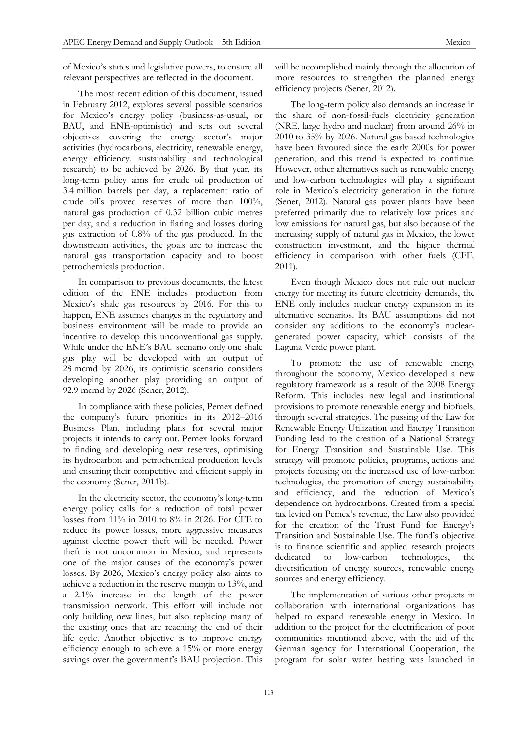of Mexico's states and legislative powers, to ensure all relevant perspectives are reflected in the document.

The most recent edition of this document, issued in February 2012, explores several possible scenarios for Mexico's energy policy (business-as-usual, or BAU, and ENE-optimistic) and sets out several objectives covering the energy sector's major activities (hydrocarbons, electricity, renewable energy, energy efficiency, sustainability and technological research) to be achieved by 2026. By that year, its long-term policy aims for crude oil production of 3.4 million barrels per day, a replacement ratio of crude oil's proved reserves of more than 100%, natural gas production of 0.32 billion cubic metres per day, and a reduction in flaring and losses during gas extraction of 0.8% of the gas produced. In the downstream activities, the goals are to increase the natural gas transportation capacity and to boost petrochemicals production.

In comparison to previous documents, the latest edition of the ENE includes production from Mexico's shale gas resources by 2016. For this to happen, ENE assumes changes in the regulatory and business environment will be made to provide an incentive to develop this unconventional gas supply. While under the ENE's BAU scenario only one shale gas play will be developed with an output of 28 mcmd by 2026, its optimistic scenario considers developing another play providing an output of 92.9 mcmd by 2026 (Sener, 2012).

In compliance with these policies, Pemex defined the company's future priorities in its 2012–2016 Business Plan, including plans for several major projects it intends to carry out. Pemex looks forward to finding and developing new reserves, optimising its hydrocarbon and petrochemical production levels and ensuring their competitive and efficient supply in the economy (Sener, 2011b).

In the electricity sector, the economy's long-term energy policy calls for a reduction of total power losses from 11% in 2010 to 8% in 2026. For CFE to reduce its power losses, more aggressive measures against electric power theft will be needed. Power theft is not uncommon in Mexico, and represents one of the major causes of the economy's power losses. By 2026, Mexico's energy policy also aims to achieve a reduction in the reserve margin to 13%, and a 2.1% increase in the length of the power transmission network. This effort will include not only building new lines, but also replacing many of the existing ones that are reaching the end of their life cycle. Another objective is to improve energy efficiency enough to achieve a 15% or more energy savings over the government's BAU projection. This will be accomplished mainly through the allocation of more resources to strengthen the planned energy efficiency projects (Sener, 2012).

The long-term policy also demands an increase in the share of non-fossil-fuels electricity generation (NRE, large hydro and nuclear) from around 26% in 2010 to 35% by 2026. Natural gas based technologies have been favoured since the early 2000s for power generation, and this trend is expected to continue. However, other alternatives such as renewable energy and low-carbon technologies will play a significant role in Mexico's electricity generation in the future (Sener, 2012). Natural gas power plants have been preferred primarily due to relatively low prices and low emissions for natural gas, but also because of the increasing supply of natural gas in Mexico, the lower construction investment, and the higher thermal efficiency in comparison with other fuels (CFE, 2011).

Even though Mexico does not rule out nuclear energy for meeting its future electricity demands, the ENE only includes nuclear energy expansion in its alternative scenarios. Its BAU assumptions did not consider any additions to the economy's nuclear-generated power capacity, which consists of the Laguna Verde power plant.

To promote the use of renewable energy throughout the economy, Mexico developed a new regulatory framework as a result of the 2008 Energy Reform. This includes new legal and institutional provisions to promote renewable energy and biofuels, through several strategies. The passing of the Law for Renewable Energy Utilization and Energy Transition Funding lead to the creation of a National Strategy for Energy Transition and Sustainable Use. This strategy will promote policies, programs, actions and projects focusing on the increased use of low-carbon technologies, the promotion of energy sustainability and efficiency, and the reduction of Mexico's dependence on hydrocarbons. Created from a special tax levied on Pemex's revenue, the Law also provided for the creation of the Trust Fund for Energy's Transition and Sustainable Use. The fund's objective is to finance scientific and applied research projects dedicated to low-carbon technologies, the diversification of energy sources, renewable energy sources and energy efficiency.

The implementation of various other projects in collaboration with international organizations has helped to expand renewable energy in Mexico. In addition to the project for the electrification of poor communities mentioned above, with the aid of the German agency for International Cooperation, the program for solar water heating was launched in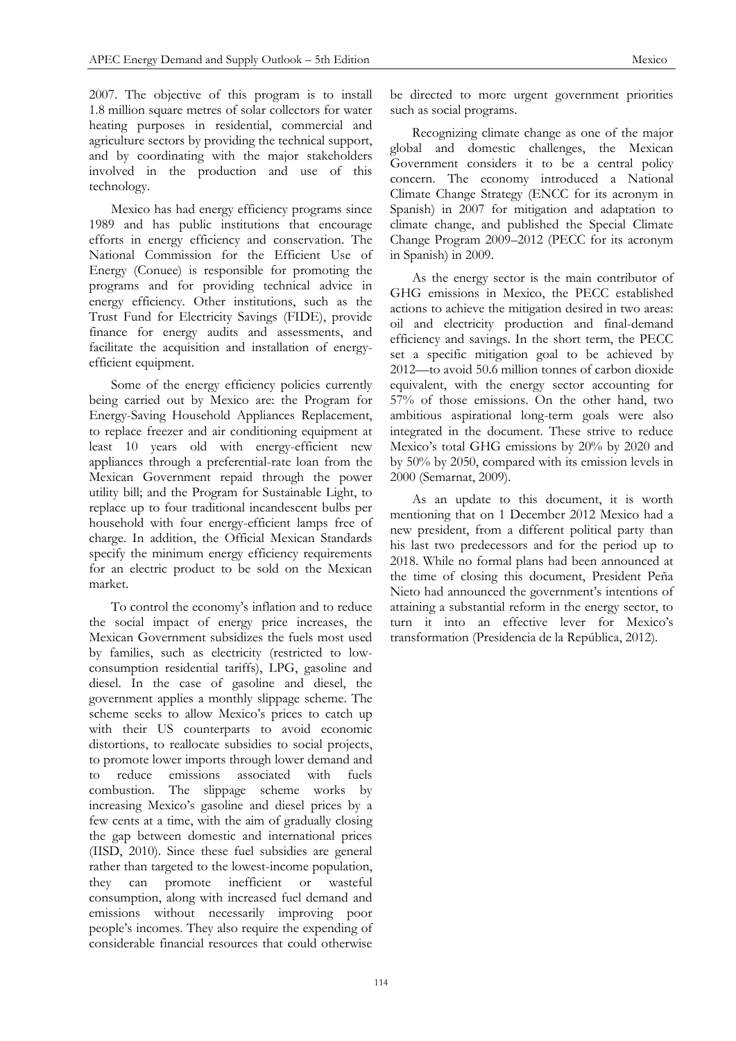2007. The objective of this program is to install 1.8 million square metres of solar collectors for water heating purposes in residential, commercial and agriculture sectors by providing the technical support, and by coordinating with the major stakeholders involved in the production and use of this technology.

Mexico has had energy efficiency programs since 1989 and has public institutions that encourage efforts in energy efficiency and conservation. The National Commission for the Efficient Use of Energy (Conuee) is responsible for promoting the programs and for providing technical advice in energy efficiency. Other institutions, such as the Trust Fund for Electricity Savings (FIDE), provide finance for energy audits and assessments, and facilitate the acquisition and installation of energy-efficient equipment.

Some of the energy efficiency policies currently being carried out by Mexico are: the Program for Energy-Saving Household Appliances Replacement, to replace freezer and air conditioning equipment at least 10 years old with energy-efficient new appliances through a preferential-rate loan from the Mexican Government repaid through the power utility bill; and the Program for Sustainable Light, to replace up to four traditional incandescent bulbs per household with four energy-efficient lamps free of charge. In addition, the Official Mexican Standards specify the minimum energy efficiency requirements for an electric product to be sold on the Mexican market.

To control the economy's inflation and to reduce the social impact of energy price increases, the Mexican Government subsidizes the fuels most used by families, such as electricity (restricted to low-consumption residential tariffs), LPG, gasoline and diesel. In the case of gasoline and diesel, the government applies a monthly slippage scheme. The scheme seeks to allow Mexico's prices to catch up with their US counterparts to avoid economic distortions, to reallocate subsidies to social projects, to promote lower imports through lower demand and to reduce emissions associated with fuels combustion. The slippage scheme works by increasing Mexico's gasoline and diesel prices by a few cents at a time, with the aim of gradually closing the gap between domestic and international prices (IISD, 2010). Since these fuel subsidies are general rather than targeted to the lowest-income population, they can promote inefficient or wasteful consumption, along with increased fuel demand and emissions without necessarily improving poor people's incomes. They also require the expending of considerable financial resources that could otherwise be directed to more urgent government priorities such as social programs.

Recognizing climate change as one of the major global and domestic challenges, the Mexican Government considers it to be a central policy concern. The economy introduced a National Climate Change Strategy (ENCC for its acronym in Spanish) in 2007 for mitigation and adaptation to climate change, and published the Special Climate Change Program 2009–2012 (PECC for its acronym in Spanish) in 2009.

As the energy sector is the main contributor of GHG emissions in Mexico, the PECC established actions to achieve the mitigation desired in two areas: oil and electricity production and final-demand efficiency and savings. In the short term, the PECC set a specific mitigation goal to be achieved by 2012—to avoid 50.6 million tonnes of carbon dioxide equivalent, with the energy sector accounting for 57% of those emissions. On the other hand, two ambitious aspirational long-term goals were also integrated in the document. These strive to reduce Mexico's total GHG emissions by 20% by 2020 and by 50% by 2050, compared with its emission levels in 2000 (Semarnat, 2009).

As an update to this document, it is worth mentioning that on 1 December 2012 Mexico had a new president, from a different political party than his last two predecessors and for the period up to 2018. While no formal plans had been announced at the time of closing this document, President Peña Nieto had announced the government's intentions of attaining a substantial reform in the energy sector, to turn it into an effective lever for Mexico's transformation (Presidencia de la República, 2012).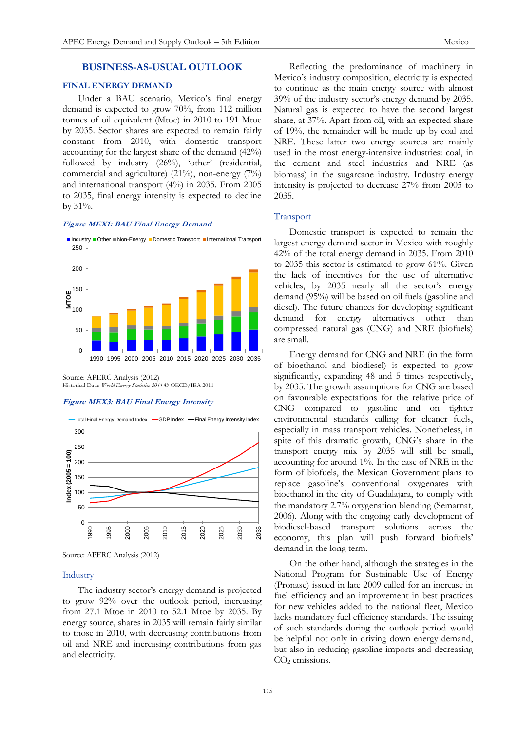## BUSINESS-AS-USUAL OUTLOOK

### FINAL ENERGY DEMAND

Under a BAU scenario, Mexico's final energy demand is expected to grow 70%, from 112 million tonnes of oil equivalent (Mtoe) in 2010 to 191 Mtoe by 2035. Sector shares are expected to remain fairly constant from 2010, with domestic transport accounting for the largest share of the demand (42%) followed by industry (26%), 'other' (residential, commercial and agriculture) (21%), non-energy (7%) and international transport (4%) in 2035. From 2005 to 2035, final energy intensity is expected to decline by 31%.

*Figure MEX1: BAU Final Energy Demand*

Source: APERC Analysis (2012)
Historical Data: *World Energy Statistics 2011* © OECD/IEA 2011

*Figure MEX3: BAU Final Energy Intensity*

Source: APERC Analysis (2012)

#### Industry

The industry sector's energy demand is projected to grow 92% over the outlook period, increasing from 27.1 Mtoe in 2010 to 52.1 Mtoe by 2035. By energy source, shares in 2035 will remain fairly similar to those in 2010, with decreasing contributions from oil and NRE and increasing contributions from gas and electricity.

Reflecting the predominance of machinery in Mexico's industry composition, electricity is expected to continue as the main energy source with almost 39% of the industry sector's energy demand by 2035. Natural gas is expected to have the second largest share, at 37%. Apart from oil, with an expected share of 19%, the remainder will be made up by coal and NRE. These latter two energy sources are mainly used in the most energy-intensive industries: coal, in the cement and steel industries and NRE (as biomass) in the sugarcane industry. Industry energy intensity is projected to decrease 27% from 2005 to 2035.

#### Transport

Domestic transport is expected to remain the largest energy demand sector in Mexico with roughly 42% of the total energy demand in 2035. From 2010 to 2035 this sector is estimated to grow 61%. Given the lack of incentives for the use of alternative vehicles, by 2035 nearly all the sector's energy demand (95%) will be based on oil fuels (gasoline and diesel). The future chances for developing significant demand for energy alternatives other than compressed natural gas (CNG) and NRE (biofuels) are small.

Energy demand for CNG and NRE (in the form of bioethanol and biodiesel) is expected to grow significantly, expanding 48 and 5 times respectively, by 2035. The growth assumptions for CNG are based on favourable expectations for the relative price of CNG compared to gasoline and on tighter environmental standards calling for cleaner fuels, especially in mass transport vehicles. Nonetheless, in spite of this dramatic growth, CNG's share in the transport energy mix by 2035 will still be small, accounting for around 1%. In the case of NRE in the form of biofuels, the Mexican Government plans to replace gasoline's conventional oxygenates with bioethanol in the city of Guadalajara, to comply with the mandatory 2.7% oxygenation blending (Semarnat, 2006). Along with the ongoing early development of biodiesel-based transport solutions across the economy, this plan will push forward biofuels' demand in the long term.

On the other hand, although the strategies in the National Program for Sustainable Use of Energy (Pronase) issued in late 2009 called for an increase in fuel efficiency and an improvement in best practices for new vehicles added to the national fleet, Mexico lacks mandatory fuel efficiency standards. The issuing of such standards during the outlook period would be helpful not only in driving down energy demand, but also in reducing gasoline imports and decreasing $CO_2$ emissions.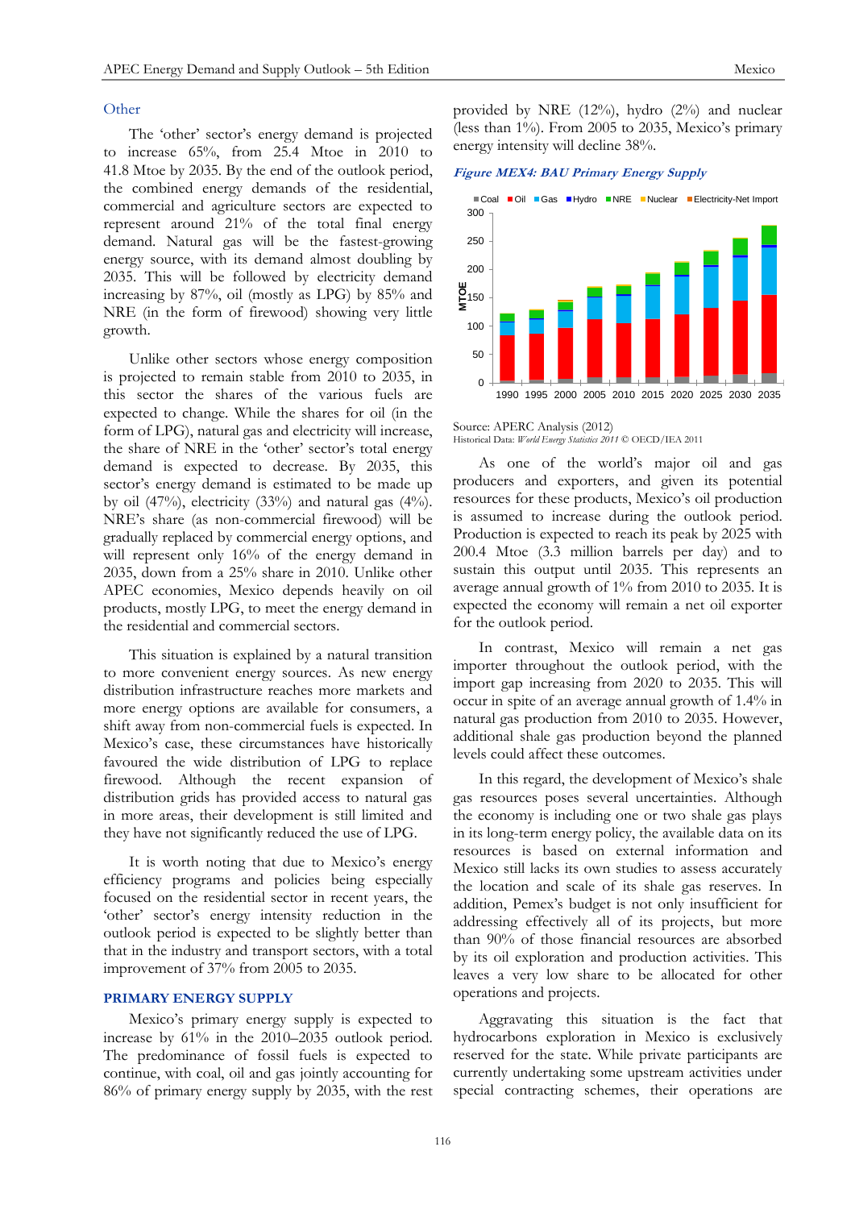### Other

The 'other' sector's energy demand is projected to increase 65%, from 25.4 Mtoe in 2010 to 41.8 Mtoe by 2035. By the end of the outlook period, the combined energy demands of the residential, commercial and agriculture sectors are expected to represent around 21% of the total final energy demand. Natural gas will be the fastest-growing energy source, with its demand almost doubling by 2035. This will be followed by electricity demand increasing by 87%, oil (mostly as LPG) by 85% and NRE (in the form of firewood) showing very little growth.

Unlike other sectors whose energy composition is projected to remain stable from 2010 to 2035, in this sector the shares of the various fuels are expected to change. While the shares for oil (in the form of LPG), natural gas and electricity will increase, the share of NRE in the 'other' sector's total energy demand is expected to decrease. By 2035, this sector's energy demand is estimated to be made up by oil (47%), electricity (33%) and natural gas (4%). NRE's share (as non-commercial firewood) will be gradually replaced by commercial energy options, and will represent only 16% of the energy demand in 2035, down from a 25% share in 2010. Unlike other APEC economies, Mexico depends heavily on oil products, mostly LPG, to meet the energy demand in the residential and commercial sectors.

This situation is explained by a natural transition to more convenient energy sources. As new energy distribution infrastructure reaches more markets and more energy options are available for consumers, a shift away from non-commercial fuels is expected. In Mexico's case, these circumstances have historically favoured the wide distribution of LPG to replace firewood. Although the recent expansion of distribution grids has provided access to natural gas in more areas, their development is still limited and they have not significantly reduced the use of LPG.

It is worth noting that due to Mexico's energy efficiency programs and policies being especially focused on the residential sector in recent years, the 'other' sector's energy intensity reduction in the outlook period is expected to be slightly better than that in the industry and transport sectors, with a total improvement of 37% from 2005 to 2035.

## PRIMARY ENERGY SUPPLY

Mexico's primary energy supply is expected to increase by 61% in the 2010–2035 outlook period. The predominance of fossil fuels is expected to continue, with coal, oil and gas jointly accounting for 86% of primary energy supply by 2035, with the rest provided by NRE (12%), hydro (2%) and nuclear (less than 1%). From 2005 to 2035, Mexico's primary energy intensity will decline 38%.

*Figure MEX4: BAU Primary Energy Supply*

Source: APERC Analysis (2012)
Historical Data: *World Energy Statistics 2011* © OECD/IEA 2011

As one of the world's major oil and gas producers and exporters, and given its potential resources for these products, Mexico's oil production is assumed to increase during the outlook period. Production is expected to reach its peak by 2025 with 200.4 Mtoe (3.3 million barrels per day) and to sustain this output until 2035. This represents an average annual growth of 1% from 2010 to 2035. It is expected the economy will remain a net oil exporter for the outlook period.

In contrast, Mexico will remain a net gas importer throughout the outlook period, with the import gap increasing from 2020 to 2035. This will occur in spite of an average annual growth of 1.4% in natural gas production from 2010 to 2035. However, additional shale gas production beyond the planned levels could affect these outcomes.

In this regard, the development of Mexico's shale gas resources poses several uncertainties. Although the economy is including one or two shale gas plays in its long-term energy policy, the available data on its resources is based on external information and Mexico still lacks its own studies to assess accurately the location and scale of its shale gas reserves. In addition, Pemex's budget is not only insufficient for addressing effectively all of its projects, but more than 90% of those financial resources are absorbed by its oil exploration and production activities. This leaves a very low share to be allocated for other operations and projects.

Aggravating this situation is the fact that hydrocarbons exploration in Mexico is exclusively reserved for the state. While private participants are currently undertaking some upstream activities under special contracting schemes, their operations are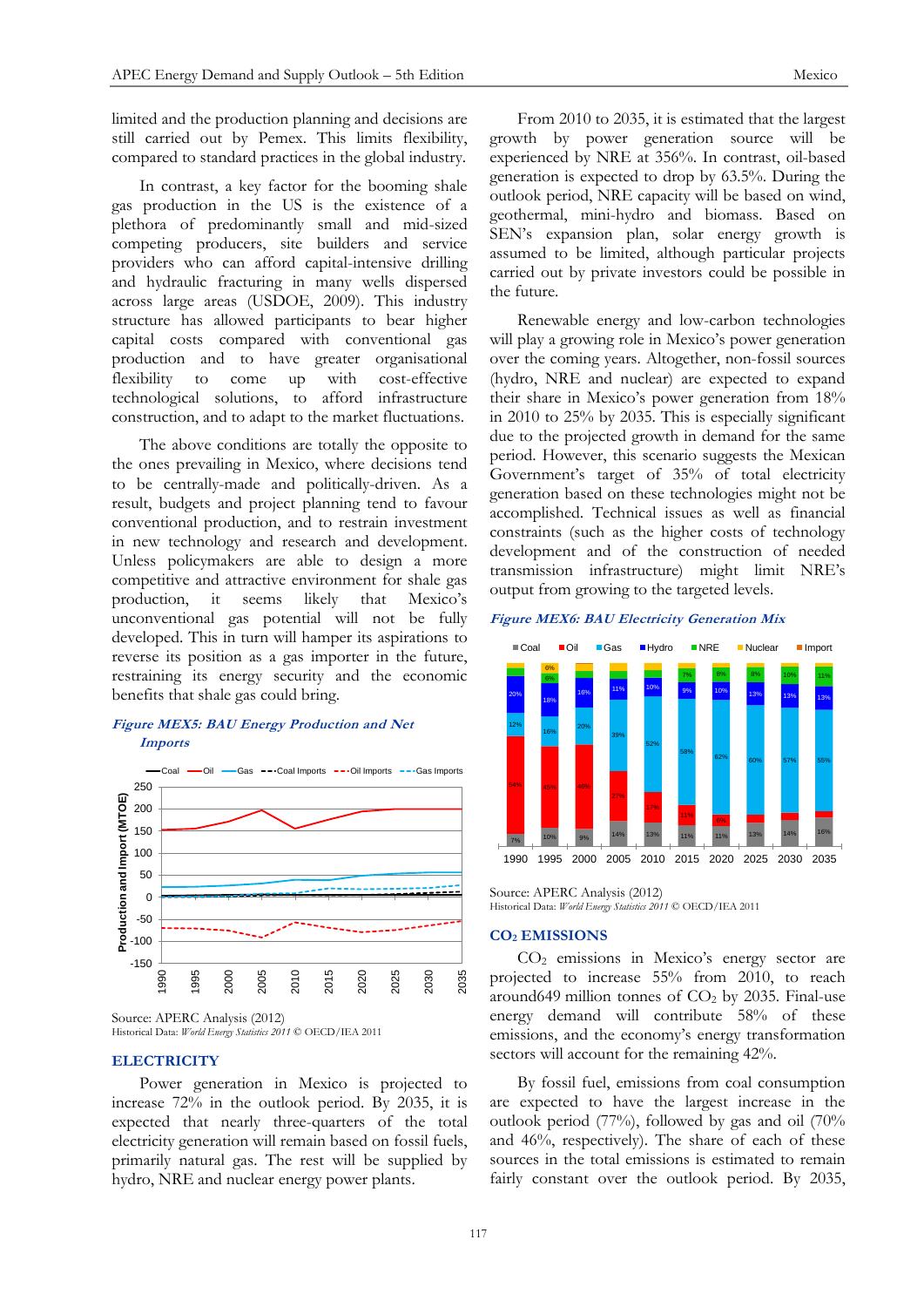limited and the production planning and decisions are still carried out by Pemex. This limits flexibility, compared to standard practices in the global industry.

In contrast, a key factor for the booming shale gas production in the US is the existence of a plethora of predominantly small and mid-sized competing producers, site builders and service providers who can afford capital-intensive drilling and hydraulic fracturing in many wells dispersed across large areas (USDOE, 2009). This industry structure has allowed participants to bear higher capital costs compared with conventional gas production and to have greater organisational flexibility to come up with cost-effective technological solutions, to afford infrastructure construction, and to adapt to the market fluctuations.

The above conditions are totally the opposite to the ones prevailing in Mexico, where decisions tend to be centrally-made and politically-driven. As a result, budgets and project planning tend to favour conventional production, and to restrain investment in new technology and research and development. Unless policymakers are able to design a more competitive and attractive environment for shale gas production, it seems likely that Mexico's unconventional gas potential will not be fully developed. This in turn will hamper its aspirations to reverse its position as a gas importer in the future, restraining its energy security and the economic benefits that shale gas could bring.

*Figure MEX5: BAU Energy Production and Net Imports*

Source: APERC Analysis (2012)
Historical Data: *World Energy Statistics 2011* © OECD/IEA 2011

## ELECTRICITY

Power generation in Mexico is projected to increase 72% in the outlook period. By 2035, it is expected that nearly three-quarters of the total electricity generation will remain based on fossil fuels, primarily natural gas. The rest will be supplied by hydro, NRE and nuclear energy power plants.

From 2010 to 2035, it is estimated that the largest growth by power generation source will be experienced by NRE at 356%. In contrast, oil-based generation is expected to drop by 63.5%. During the outlook period, NRE capacity will be based on wind, geothermal, mini-hydro and biomass. Based on SEN's expansion plan, solar energy growth is assumed to be limited, although particular projects carried out by private investors could be possible in the future.

Renewable energy and low-carbon technologies will play a growing role in Mexico's power generation over the coming years. Altogether, non-fossil sources (hydro, NRE and nuclear) are expected to expand their share in Mexico's power generation from 18% in 2010 to 25% by 2035. This is especially significant due to the projected growth in demand for the same period. However, this scenario suggests the Mexican Government's target of 35% of total electricity generation based on these technologies might not be accomplished. Technical issues as well as financial constraints (such as the higher costs of technology development and of the construction of needed transmission infrastructure) might limit NRE's output from growing to the targeted levels.

*Figure MEX6: BAU Electricity Generation Mix*

Source: APERC Analysis (2012)
Historical Data: *World Energy Statistics 2011* © OECD/IEA 2011

## $CO_2$ EMISSIONS

$CO_2$ emissions in Mexico's energy sector are projected to increase 55% from 2010, to reach around649 million tonnes of $CO_2$ by 2035. Final-use energy demand will contribute 58% of these emissions, and the economy's energy transformation sectors will account for the remaining 42%.

By fossil fuel, emissions from coal consumption are expected to have the largest increase in the outlook period (77%), followed by gas and oil (70% and 46%, respectively). The share of each of these sources in the total emissions is estimated to remain fairly constant over the outlook period. By 2035,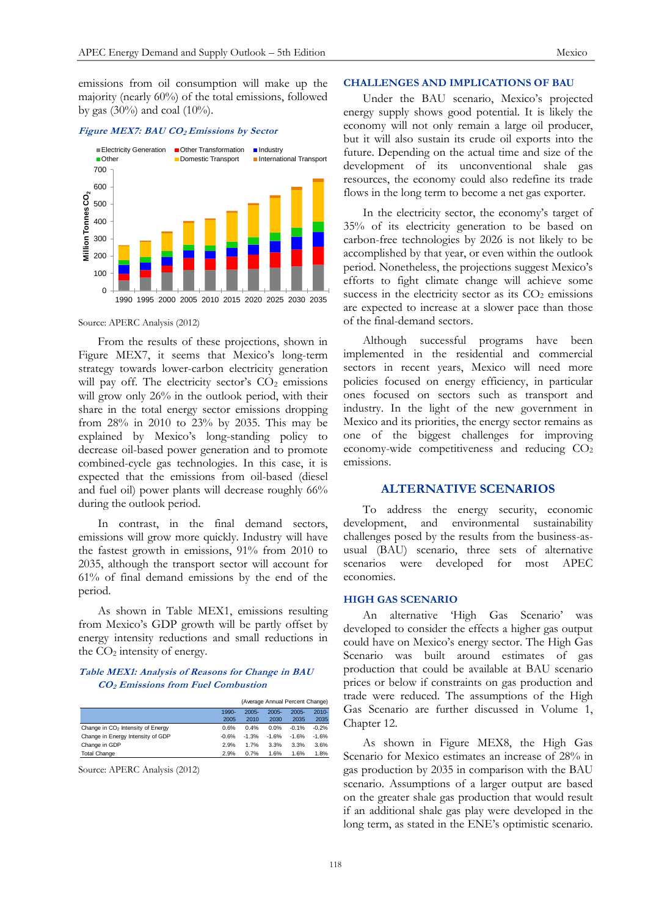emissions from oil consumption will make up the majority (nearly 60%) of the total emissions, followed by gas (30%) and coal (10%).

***Figure MEX7: BAU $CO_2$ Emissions by Sector***

Source: APERC Analysis (2012)

From the results of these projections, shown in Figure MEX7, it seems that Mexico's long-term strategy towards lower-carbon electricity generation will pay off. The electricity sector's $CO_2$ emissions will grow only 26% in the outlook period, with their share in the total energy sector emissions dropping from 28% in 2010 to 23% by 2035. This may be explained by Mexico's long-standing policy to decrease oil-based power generation and to promote combined-cycle gas technologies. In this case, it is expected that the emissions from oil-based (diesel and fuel oil) power plants will decrease roughly 66% during the outlook period.

In contrast, in the final demand sectors, emissions will grow more quickly. Industry will have the fastest growth in emissions, 91% from 2010 to 2035, although the transport sector will account for 61% of final demand emissions by the end of the period.

As shown in Table MEX1, emissions resulting from Mexico's GDP growth will be partly offset by energy intensity reductions and small reductions in the $CO_2$ intensity of energy.

***Table MEX1: Analysis of Reasons for Change in BAU $CO_2$ Emissions from Fuel Combustion***

(Average Annual Percent Change)

| | 1990-2005 | 2005-2010 | 2005-2030 | 2005-2035 | 2010-2035 |
|---|---|---|---|---|---|
| Change in $CO_2$ Intensity of Energy | 0.6% | 0.4% | 0.0% | -0.1% | -0.2% |
| Change in Energy Intensity of GDP | -0.6% | -1.3% | -1.6% | -1.6% | -1.6% |
| Change in GDP | 2.9% | 1.7% | 3.3% | 3.3% | 3.6% |
| Total Change | 2.9% | 0.7% | 1.6% | 1.6% | 1.8% |

Source: APERC Analysis (2012)

## CHALLENGES AND IMPLICATIONS OF BAU

Under the BAU scenario, Mexico's projected energy supply shows good potential. It is likely the economy will not only remain a large oil producer, but it will also sustain its crude oil exports into the future. Depending on the actual time and size of the development of its unconventional shale gas resources, the economy could also redefine its trade flows in the long term to become a net gas exporter.

In the electricity sector, the economy's target of 35% of its electricity generation to be based on carbon-free technologies by 2026 is not likely to be accomplished by that year, or even within the outlook period. Nonetheless, the projections suggest Mexico's efforts to fight climate change will achieve some success in the electricity sector as its $CO_2$ emissions are expected to increase at a slower pace than those of the final-demand sectors.

Although successful programs have been implemented in the residential and commercial sectors in recent years, Mexico will need more policies focused on energy efficiency, in particular ones focused on sectors such as transport and industry. In the light of the new government in Mexico and its priorities, the energy sector remains as one of the biggest challenges for improving economy-wide competitiveness and reducing $CO_2$ emissions.

## ALTERNATIVE SCENARIOS

To address the energy security, economic development, and environmental sustainability challenges posed by the results from the business-as-usual (BAU) scenario, three sets of alternative scenarios were developed for most APEC economies.

## HIGH GAS SCENARIO

An alternative 'High Gas Scenario' was developed to consider the effects a higher gas output could have on Mexico's energy sector. The High Gas Scenario was built around estimates of gas production that could be available at BAU scenario prices or below if constraints on gas production and trade were reduced. The assumptions of the High Gas Scenario are further discussed in Volume 1, Chapter 12.

As shown in Figure MEX8, the High Gas Scenario for Mexico estimates an increase of 28% in gas production by 2035 in comparison with the BAU scenario. Assumptions of a larger output are based on the greater shale gas production that would result if an additional shale gas play were developed in the long term, as stated in the ENE's optimistic scenario.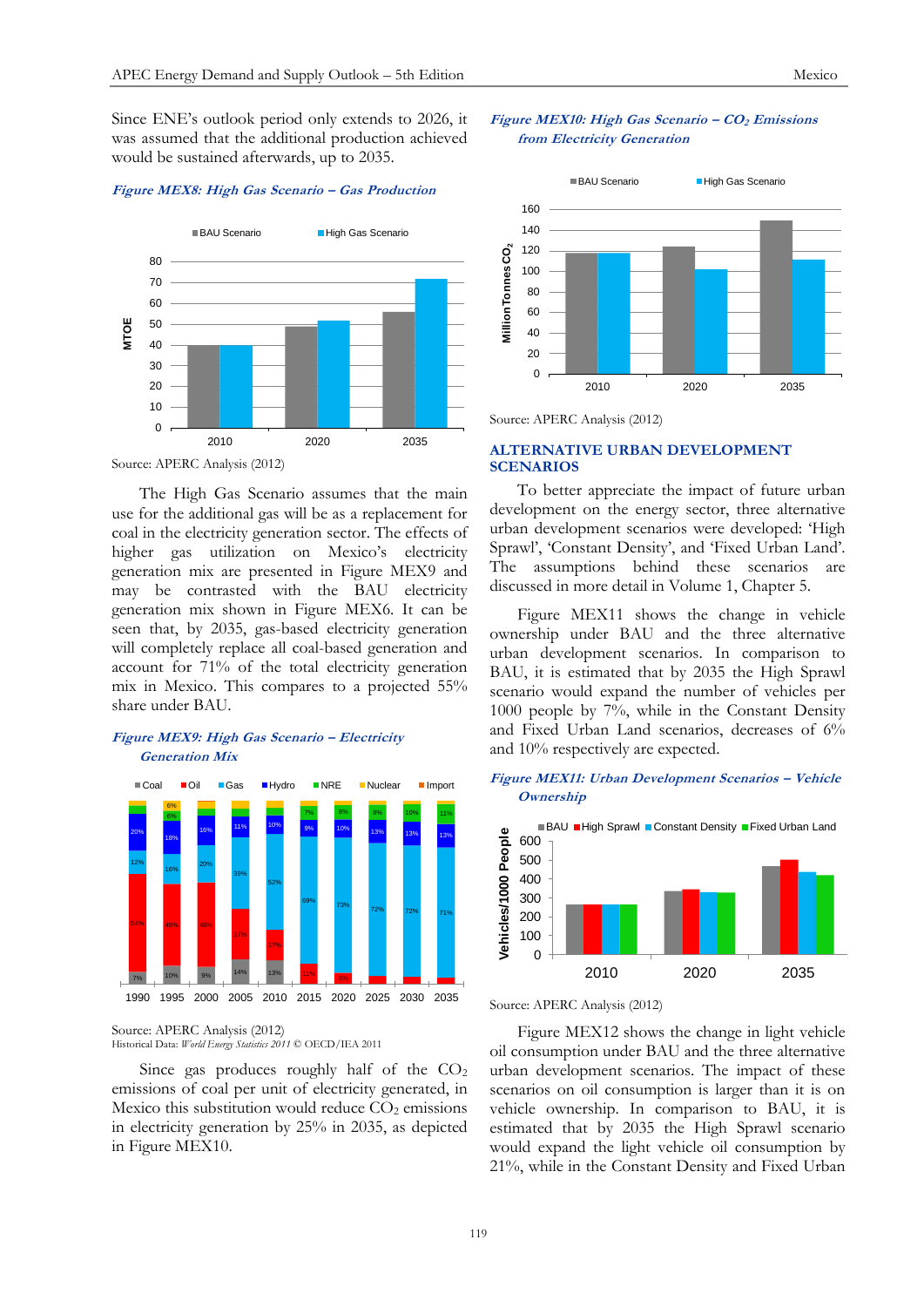Since ENE's outlook period only extends to 2026, it was assumed that the additional production achieved would be sustained afterwards, up to 2035.

***Figure MEX8: High Gas Scenario – Gas Production***

Source: APERC Analysis (2012)

The High Gas Scenario assumes that the main use for the additional gas will be as a replacement for coal in the electricity generation sector. The effects of higher gas utilization on Mexico's electricity generation mix are presented in Figure MEX9 and may be contrasted with the BAU electricity generation mix shown in Figure MEX6. It can be seen that, by 2035, gas-based electricity generation will completely replace all coal-based generation and account for 71% of the total electricity generation mix in Mexico. This compares to a projected 55% share under BAU.

***Figure MEX9: High Gas Scenario – Electricity Generation Mix***

Source: APERC Analysis (2012)
Historical Data: *World Energy Statistics 2011* © OECD/IEA 2011

Since gas produces roughly half of the $CO_2$ emissions of coal per unit of electricity generated, in Mexico this substitution would reduce $CO_2$ emissions in electricity generation by 25% in 2035, as depicted in Figure MEX10.

***Figure MEX10: High Gas Scenario – $CO_2$ Emissions from Electricity Generation***

Source: APERC Analysis (2012)

## ALTERNATIVE URBAN DEVELOPMENT SCENARIOS

To better appreciate the impact of future urban development on the energy sector, three alternative urban development scenarios were developed: 'High Sprawl', 'Constant Density', and 'Fixed Urban Land'. The assumptions behind these scenarios are discussed in more detail in Volume 1, Chapter 5.

Figure MEX11 shows the change in vehicle ownership under BAU and the three alternative urban development scenarios. In comparison to BAU, it is estimated that by 2035 the High Sprawl scenario would expand the number of vehicles per 1000 people by 7%, while in the Constant Density and Fixed Urban Land scenarios, decreases of 6% and 10% respectively are expected.

***Figure MEX11: Urban Development Scenarios – Vehicle Ownership***

Source: APERC Analysis (2012)

Figure MEX12 shows the change in light vehicle oil consumption under BAU and the three alternative urban development scenarios. The impact of these scenarios on oil consumption is larger than it is on vehicle ownership. In comparison to BAU, it is estimated that by 2035 the High Sprawl scenario would expand the light vehicle oil consumption by 21%, while in the Constant Density and Fixed Urban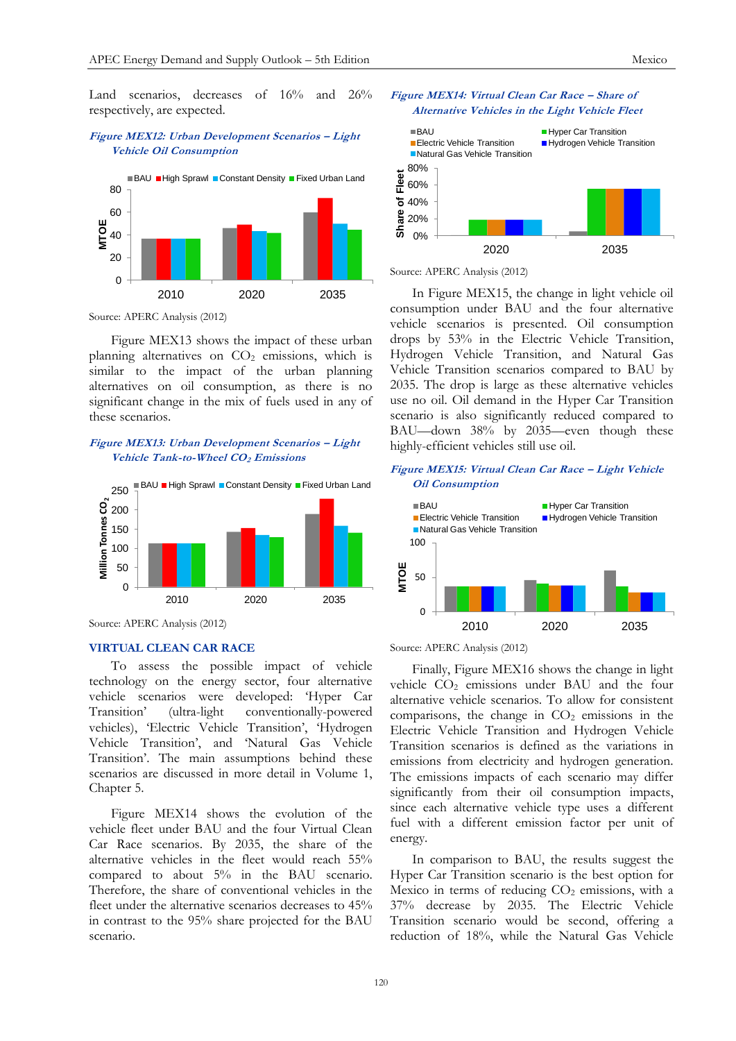Land scenarios, decreases of 16% and 26% respectively, are expected.

***Figure MEX12: Urban Development Scenarios – Light Vehicle Oil Consumption***

Source: APERC Analysis (2012)

Figure MEX13 shows the impact of these urban planning alternatives on $CO_2$ emissions, which is similar to the impact of the urban planning alternatives on oil consumption, as there is no significant change in the mix of fuels used in any of these scenarios.

***Figure MEX13: Urban Development Scenarios – Light Vehicle Tank-to-Wheel $CO_2$ Emissions***

Source: APERC Analysis (2012)

## VIRTUAL CLEAN CAR RACE

To assess the possible impact of vehicle technology on the energy sector, four alternative vehicle scenarios were developed: 'Hyper Car Transition' (ultra-light conventionally-powered vehicles), 'Electric Vehicle Transition', 'Hydrogen Vehicle Transition', and 'Natural Gas Vehicle Transition'. The main assumptions behind these scenarios are discussed in more detail in Volume 1, Chapter 5.

Figure MEX14 shows the evolution of the vehicle fleet under BAU and the four Virtual Clean Car Race scenarios. By 2035, the share of the alternative vehicles in the fleet would reach 55% compared to about 5% in the BAU scenario. Therefore, the share of conventional vehicles in the fleet under the alternative scenarios decreases to 45% in contrast to the 95% share projected for the BAU scenario.

***Figure MEX14: Virtual Clean Car Race – Share of Alternative Vehicles in the Light Vehicle Fleet***

Source: APERC Analysis (2012)

In Figure MEX15, the change in light vehicle oil consumption under BAU and the four alternative vehicle scenarios is presented. Oil consumption drops by 53% in the Electric Vehicle Transition, Hydrogen Vehicle Transition, and Natural Gas Vehicle Transition scenarios compared to BAU by 2035. The drop is large as these alternative vehicles use no oil. Oil demand in the Hyper Car Transition scenario is also significantly reduced compared to BAU—down 38% by 2035—even though these highly-efficient vehicles still use oil.

***Figure MEX15: Virtual Clean Car Race – Light Vehicle Oil Consumption***

Source: APERC Analysis (2012)

Finally, Figure MEX16 shows the change in light vehicle $CO_2$ emissions under BAU and the four alternative vehicle scenarios. To allow for consistent comparisons, the change in $CO_2$ emissions in the Electric Vehicle Transition and Hydrogen Vehicle Transition scenarios is defined as the variations in emissions from electricity and hydrogen generation. The emissions impacts of each scenario may differ significantly from their oil consumption impacts, since each alternative vehicle type uses a different fuel with a different emission factor per unit of energy.

In comparison to BAU, the results suggest the Hyper Car Transition scenario is the best option for Mexico in terms of reducing $CO_2$ emissions, with a 37% decrease by 2035. The Electric Vehicle Transition scenario would be second, offering a reduction of 18%, while the Natural Gas Vehicle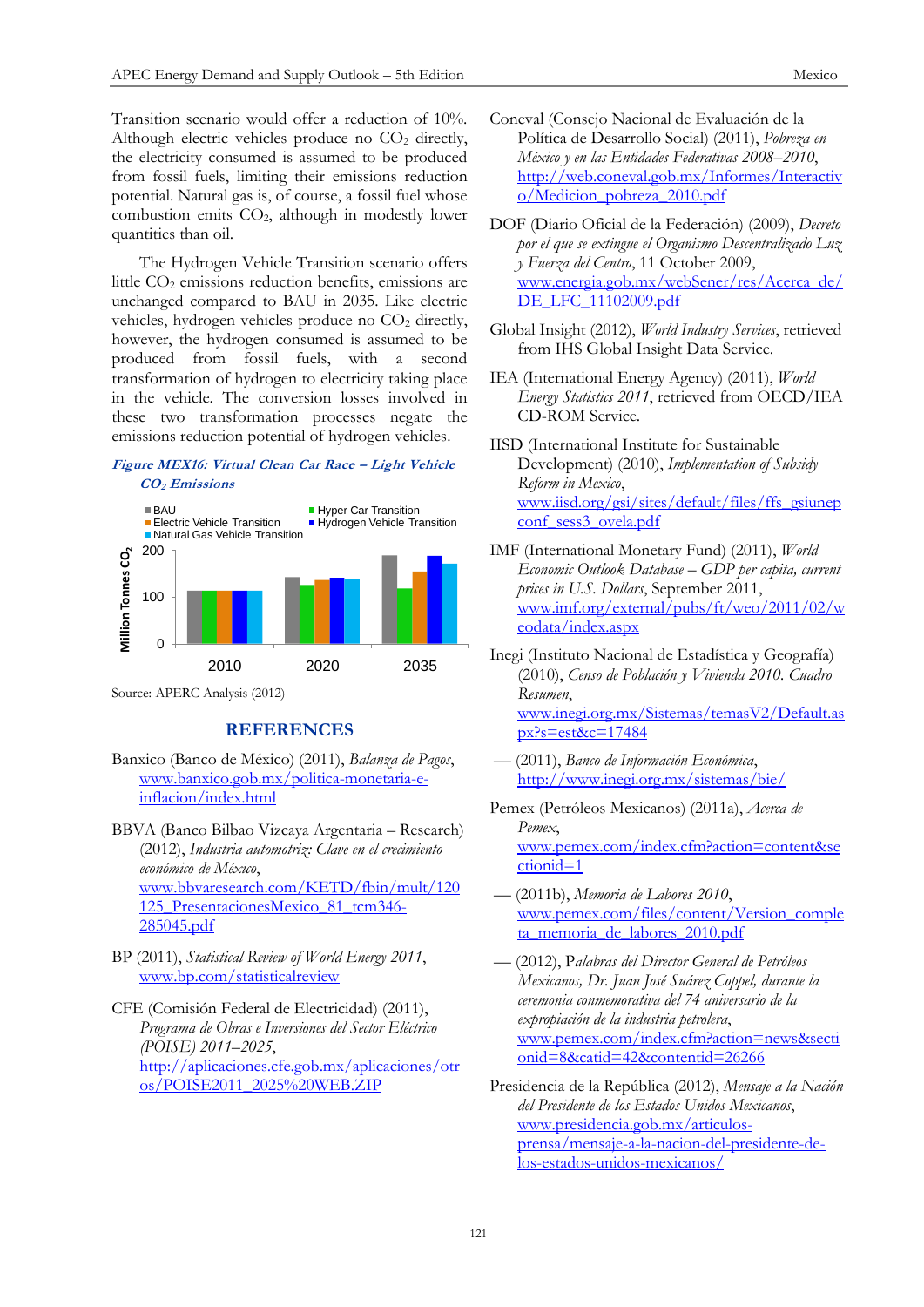Transition scenario would offer a reduction of 10%. Although electric vehicles produce no $CO_2$ directly, the electricity consumed is assumed to be produced from fossil fuels, limiting their emissions reduction potential. Natural gas is, of course, a fossil fuel whose combustion emits $CO_2$, although in modestly lower quantities than oil.

The Hydrogen Vehicle Transition scenario offers little $CO_2$ emissions reduction benefits, emissions are unchanged compared to BAU in 2035. Like electric vehicles, hydrogen vehicles produce no $CO_2$ directly, however, the hydrogen consumed is assumed to be produced from fossil fuels, with a second transformation of hydrogen to electricity taking place in the vehicle. The conversion losses involved in these two transformation processes negate the emissions reduction potential of hydrogen vehicles.

***Figure MEX16: Virtual Clean Car Race – Light Vehicle $CO_2$ Emissions***

Source: APERC Analysis (2012)

## REFERENCES

Banxico (Banco de México) (2011), *Balanza de Pagos*, www.banxico.gob.mx/politica-monetaria-e-inflacion/index.html

BBVA (Banco Bilbao Vizcaya Argentaria – Research) (2012), *Industria automotriz: Clave en el crecimiento económico de México*, www.bbvaresearch.com/KETD/fbin/mult/120125_PresentacionesMexico_81_tcm346-285045.pdf

BP (2011), *Statistical Review of World Energy 2011*, www.bp.com/statisticalreview

CFE (Comisión Federal de Electricidad) (2011), *Programa de Obras e Inversiones del Sector Eléctrico (POISE) 2011–2025*, http://aplicaciones.cfe.gob.mx/aplicaciones/otros/POISE2011_2025%20WEB.ZIP

Coneval (Consejo Nacional de Evaluación de la Política de Desarrollo Social) (2011), *Pobreza en México y en las Entidades Federativas 2008–2010*, http://web.coneval.gob.mx/Informes/Interactivo/Medicion_pobreza_2010.pdf

DOF (Diario Oficial de la Federación) (2009), *Decreto por el que se extingue el Organismo Descentralizado Luz y Fuerza del Centro*, 11 October 2009, www.energia.gob.mx/webSener/res/Acerca_de/DE_LFC_11102009.pdf

Global Insight (2012), *World Industry Services*, retrieved from IHS Global Insight Data Service.

IEA (International Energy Agency) (2011), *World Energy Statistics 2011*, retrieved from OECD/IEA CD-ROM Service.

IISD (International Institute for Sustainable Development) (2010), *Implementation of Subsidy Reform in Mexico*, www.iisd.org/gsi/sites/default/files/ffs_gsiunepconf_sess3_ovela.pdf

IMF (International Monetary Fund) (2011), *World Economic Outlook Database – GDP per capita, current prices in U.S. Dollars*, September 2011, www.imf.org/external/pubs/ft/weo/2011/02/weodata/index.aspx

Inegi (Instituto Nacional de Estadística y Geografía) (2010), *Censo de Población y Vivienda 2010. Cuadro Resumen*, www.inegi.org.mx/Sistemas/temasV2/Default.aspx?s=est&c=17484

— (2011), *Banco de Información Económica*, http://www.inegi.org.mx/sistemas/bie/

Pemex (Petróleos Mexicanos) (2011a), *Acerca de Pemex*, www.pemex.com/index.cfm?action=content&sectionid=1

— (2011b), *Memoria de Labores 2010*, www.pemex.com/files/content/Version_completa_memoria_de_labores_2010.pdf

— (2012), P*alabras del Director General de Petróleos Mexicanos, Dr. Juan José Suárez Coppel, durante la ceremonia conmemorativa del 74 aniversario de la expropiación de la industria petrolera*, www.pemex.com/index.cfm?action=news&sectionid=8&catid=42&contentid=26266

Presidencia de la República (2012), *Mensaje a la Nación del Presidente de los Estados Unidos Mexicanos*, www.presidencia.gob.mx/articulos-prensa/mensaje-a-la-nacion-del-presidente-de-los-estados-unidos-mexicanos/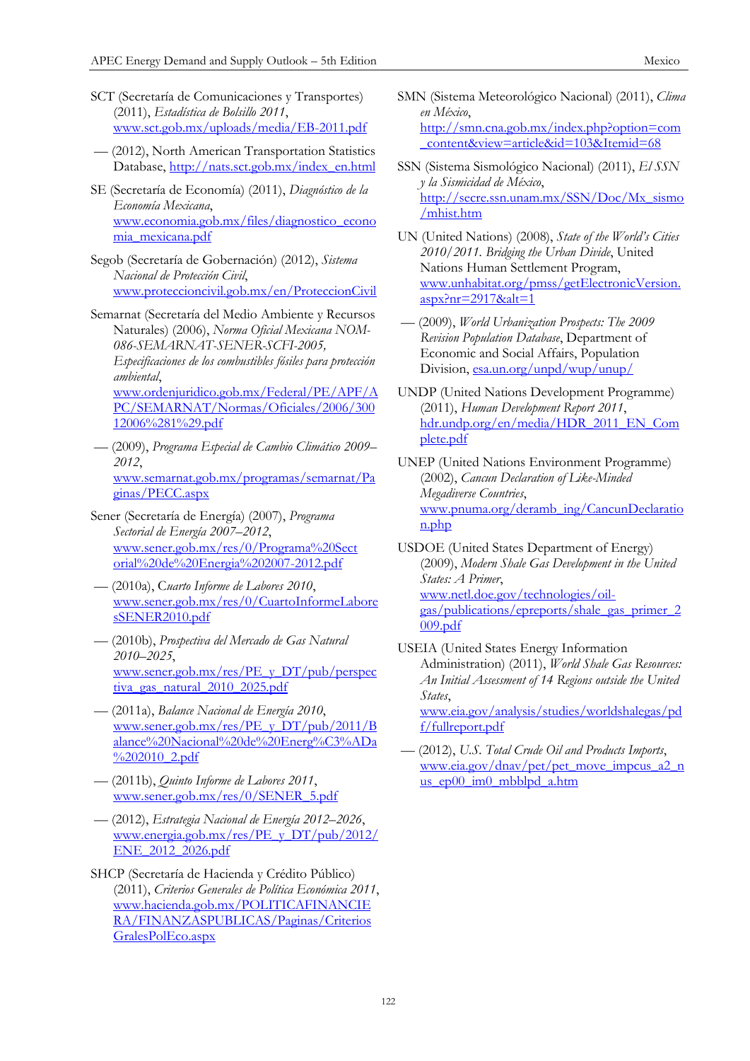SCT (Secretaría de Comunicaciones y Transportes) (2011), *Estadística de Bolsillo 2011*, www.sct.gob.mx/uploads/media/EB-2011.pdf

— (2012), North American Transportation Statistics Database, http://nats.sct.gob.mx/index_en.html

SE (Secretaría de Economía) (2011), *Diagnóstico de la Economía Mexicana*, www.economia.gob.mx/files/diagnostico_economia_mexicana.pdf

Segob (Secretaría de Gobernación) (2012), *Sistema Nacional de Protección Civil*, www.proteccioncivil.gob.mx/en/ProteccionCivil

Semarnat (Secretaría del Medio Ambiente y Recursos Naturales) (2006), *Norma Oficial Mexicana NOM-086-SEMARNAT-SENER-SCFI-2005, Especificaciones de los combustibles fósiles para protección ambiental*, www.ordenjuridico.gob.mx/Federal/PE/APF/APC/SEMARNAT/Normas/Oficiales/2006/30012006%281%29.pdf

— (2009), *Programa Especial de Cambio Climático 2009–2012*, www.semarnat.gob.mx/programas/semarnat/Paginas/PECC.aspx

Sener (Secretaría de Energía) (2007), *Programa Sectorial de Energía 2007–2012*, www.sener.gob.mx/res/0/Programa%20Sectorial%20de%20Energia%202007-2012.pdf

— (2010a), *Cuarto Informe de Labores 2010*, www.sener.gob.mx/res/0/CuartoInformeLaboresSENER2010.pdf

— (2010b), *Prospectiva del Mercado de Gas Natural 2010–2025*, www.sener.gob.mx/res/PE_y_DT/pub/perspectiva_gas_natural_2010_2025.pdf

— (2011a), *Balance Nacional de Energía 2010*, www.sener.gob.mx/res/PE_y_DT/pub/2011/Balance%20Nacional%20de%20Energ%C3%ADa%202010_2.pdf

— (2011b), *Quinto Informe de Labores 2011*, www.sener.gob.mx/res/0/SENER_5.pdf

— (2012), *Estrategia Nacional de Energía 2012–2026*, www.energia.gob.mx/res/PE_y_DT/pub/2012/ENE_2012_2026.pdf

SHCP (Secretaría de Hacienda y Crédito Público) (2011), *Criterios Generales de Política Económica 2011*, www.hacienda.gob.mx/POLITICAFINANCIERA/FINANZASPUBLICAS/Paginas/CriteriosGralesPolEco.aspx

SMN (Sistema Meteorológico Nacional) (2011), *Clima en México*, http://smn.cna.gob.mx/index.php?option=com_content&view=article&id=103&Itemid=68

SSN (Sistema Sismológico Nacional) (2011), *El SSN y la Sismicidad de México*, http://secre.ssn.unam.mx/SSN/Doc/Mx_sismo/mhist.htm

UN (United Nations) (2008), *State of the World's Cities 2010/2011. Bridging the Urban Divide*, United Nations Human Settlement Program, www.unhabitat.org/pmss/getElectronicVersion.aspx?nr=2917&alt=1

— (2009), *World Urbanization Prospects: The 2009 Revision Population Database*, Department of Economic and Social Affairs, Population Division, esa.un.org/unpd/wup/unup/

UNDP (United Nations Development Programme) (2011), *Human Development Report 2011*, hdr.undp.org/en/media/HDR_2011_EN_Complete.pdf

UNEP (United Nations Environment Programme) (2002), *Cancun Declaration of Like-Minded Megadiverse Countries*, www.pnuma.org/deramb_ing/CancunDeclaration.php

USDOE (United States Department of Energy) (2009), *Modern Shale Gas Development in the United States: A Primer*, www.netl.doe.gov/technologies/oil-gas/publications/epreports/shale_gas_primer_2009.pdf

USEIA (United States Energy Information Administration) (2011), *World Shale Gas Resources: An Initial Assessment of 14 Regions outside the United States*, www.eia.gov/analysis/studies/worldshalegas/pdf/fullreport.pdf

— (2012), *U.S. Total Crude Oil and Products Imports*, www.eia.gov/dnav/pet/pet_move_impcus_a2_nus_ep00_im0_mbblpd_a.htm